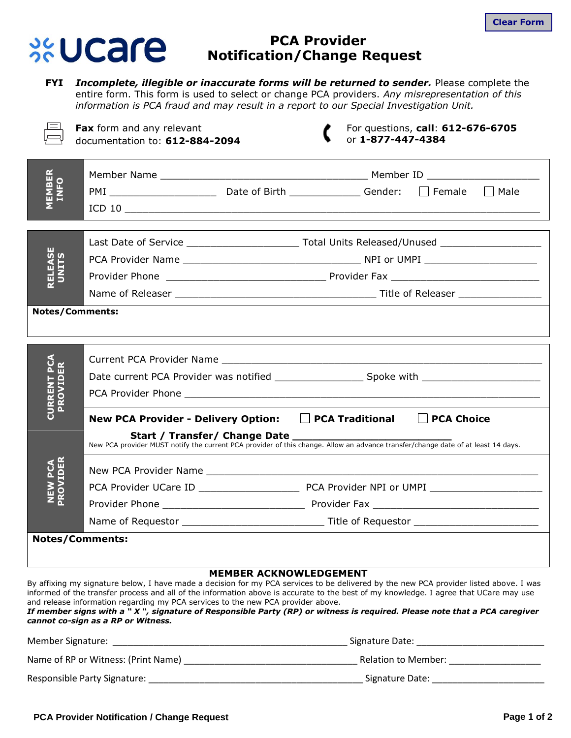Clear Form

ucare

# PCA Provider Notification/Change Request

**FYI** ***Incomplete, illegible or inaccurate forms will be returned to sender.*** Please complete the entire form. This form is used to select or change PCA providers. *Any misrepresentation of this information is PCA fraud and may result in a report to our Special Investigation Unit.*

**Fax** form and any relevant documentation to: **612-884-2094**

For questions, **call**: **612-676-6705** or **1-877-447-4384**

## MEMBER INFO

Member Name ____________________ Member ID ____________________

PMI ____________________ Date of Birth ____________ Gender: ☐ Female ☐ Male

ICD 10 ____________________

## RELEASE UNITS

Last Date of Service ____________________ Total Units Released/Unused ____________________

PCA Provider Name ____________________ NPI or UMPI ____________________

Provider Phone ____________________ Provider Fax ____________________

Name of Releaser ____________________ Title of Releaser ____________________

**Notes/Comments:**

## CURRENT PCA PROVIDER

Current PCA Provider Name ____________________

Date current PCA Provider was notified ____________________ Spoke with ____________________

PCA Provider Phone ____________________

## NEW PCA PROVIDER

**New PCA Provider - Delivery Option:** ☐ **PCA Traditional** ☐ **PCA Choice**

**Start / Transfer/ Change Date** ____________________

New PCA provider MUST notify the current PCA provider of this change. Allow an advance transfer/change date of at least 14 days.

New PCA Provider Name ____________________

PCA Provider UCare ID ____________________ PCA Provider NPI or UMPI ____________________

Provider Phone ____________________ Provider Fax ____________________

Name of Requestor ____________________ Title of Requestor ____________________

**Notes/Comments:**

## MEMBER ACKNOWLEDGEMENT

By affixing my signature below, I have made a decision for my PCA services to be delivered by the new PCA provider listed above. I was informed of the transfer process and all of the information above is accurate to the best of my knowledge. I agree that UCare may use and release information regarding my PCA services to the new PCA provider above.

***If member signs with a " X ", signature of Responsible Party (RP) or witness is required. Please note that a PCA caregiver cannot co-sign as a RP or Witness.***

Member Signature: ____________________ Signature Date: ____________________

Name of RP or Witness: (Print Name) ____________________ Relation to Member: ____________________

Responsible Party Signature: ____________________ Signature Date: ____________________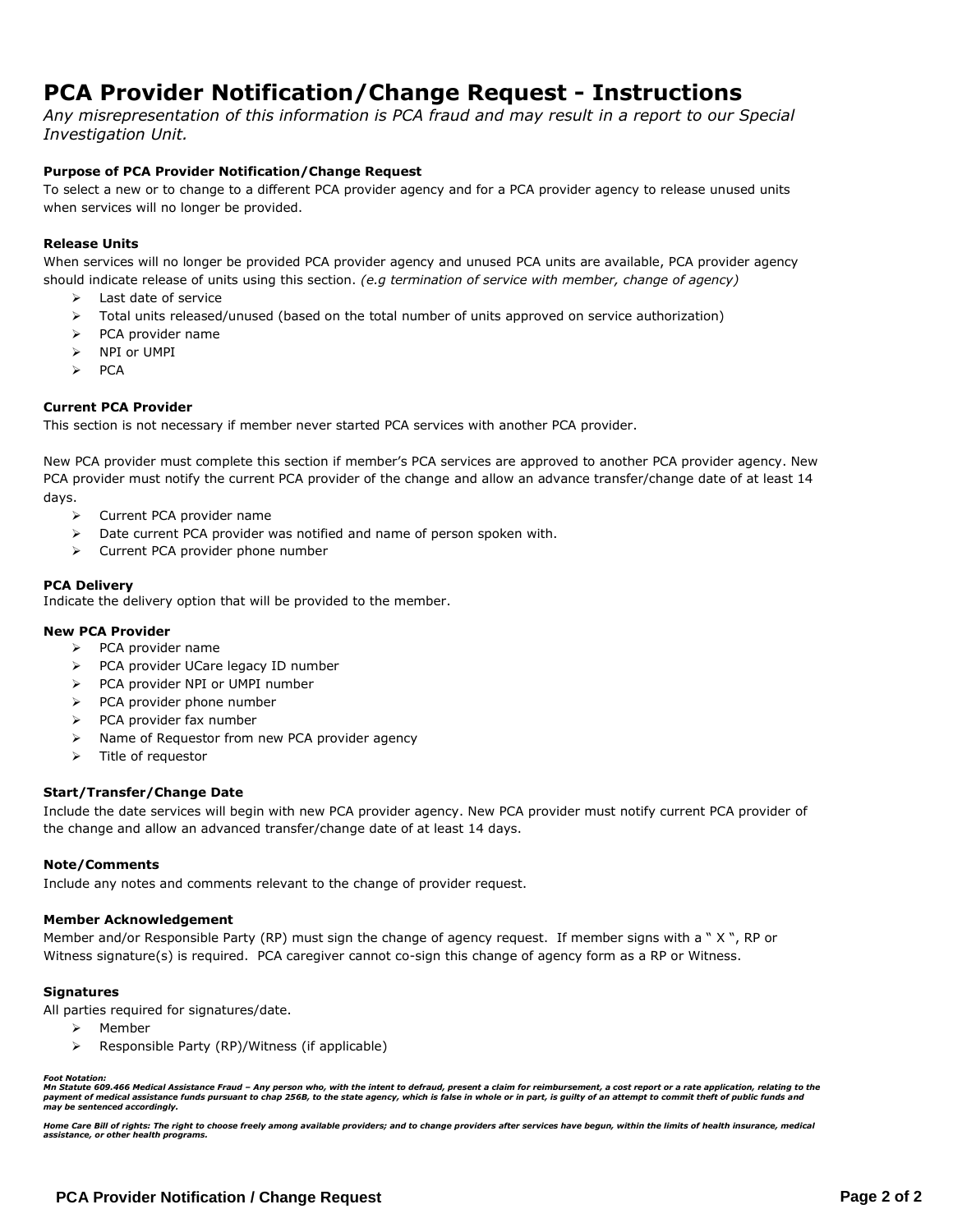# PCA Provider Notification/Change Request - Instructions

*Any misrepresentation of this information is PCA fraud and may result in a report to our Special Investigation Unit.*

**Purpose of PCA Provider Notification/Change Request**

To select a new or to change to a different PCA provider agency and for a PCA provider agency to release unused units when services will no longer be provided.

**Release Units**

When services will no longer be provided PCA provider agency and unused PCA units are available, PCA provider agency should indicate release of units using this section. *(e.g termination of service with member, change of agency)*

- Last date of service
- Total units released/unused (based on the total number of units approved on service authorization)
- PCA provider name
- NPI or UMPI
- PCA

**Current PCA Provider**

This section is not necessary if member never started PCA services with another PCA provider.

New PCA provider must complete this section if member's PCA services are approved to another PCA provider agency. New PCA provider must notify the current PCA provider of the change and allow an advance transfer/change date of at least 14 days.

- Current PCA provider name
- Date current PCA provider was notified and name of person spoken with.
- Current PCA provider phone number

**PCA Delivery**

Indicate the delivery option that will be provided to the member.

**New PCA Provider**

- PCA provider name
- PCA provider UCare legacy ID number
- PCA provider NPI or UMPI number
- PCA provider phone number
- PCA provider fax number
- Name of Requestor from new PCA provider agency
- Title of requestor

**Start/Transfer/Change Date**

Include the date services will begin with new PCA provider agency. New PCA provider must notify current PCA provider of the change and allow an advanced transfer/change date of at least 14 days.

**Note/Comments**

Include any notes and comments relevant to the change of provider request.

**Member Acknowledgement**

Member and/or Responsible Party (RP) must sign the change of agency request. If member signs with a " X ", RP or Witness signature(s) is required. PCA caregiver cannot co-sign this change of agency form as a RP or Witness.

**Signatures**

All parties required for signatures/date.

- Member
- Responsible Party (RP)/Witness (if applicable)

***Foot Notation:***
***Mn Statute 609.466 Medical Assistance Fraud – Any person who, with the intent to defraud, present a claim for reimbursement, a cost report or a rate application, relating to the payment of medical assistance funds pursuant to chap 256B, to the state agency, which is false in whole or in part, is guilty of an attempt to commit theft of public funds and may be sentenced accordingly.***

***Home Care Bill of rights: The right to choose freely among available providers; and to change providers after services have begun, within the limits of health insurance, medical assistance, or other health programs.***